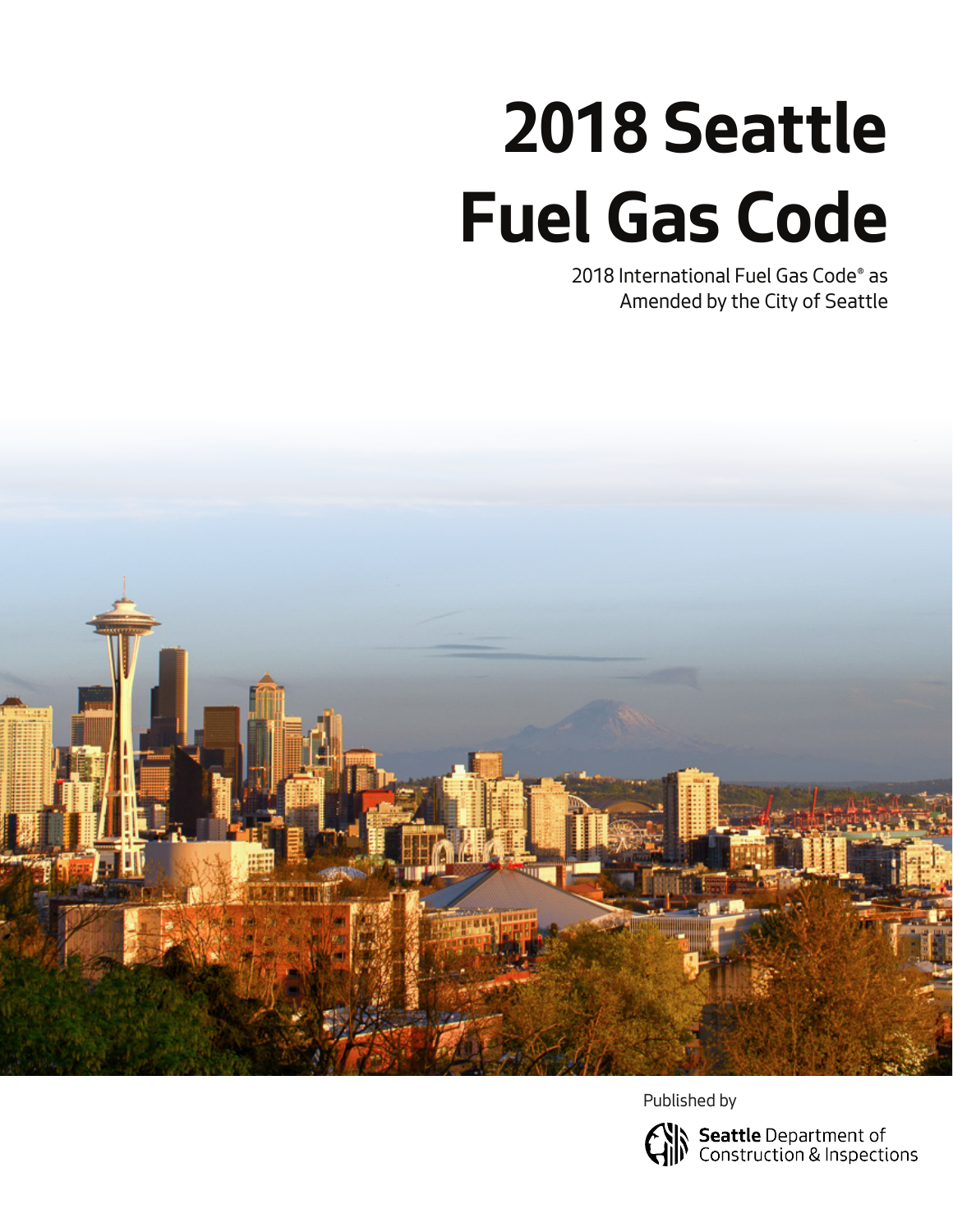# 2018 Seattle Fuel Gas Code

2018 International Fuel Gas Code® as Amended by the City of Seattle

Published by

**Seattle** Department of Construction & Inspections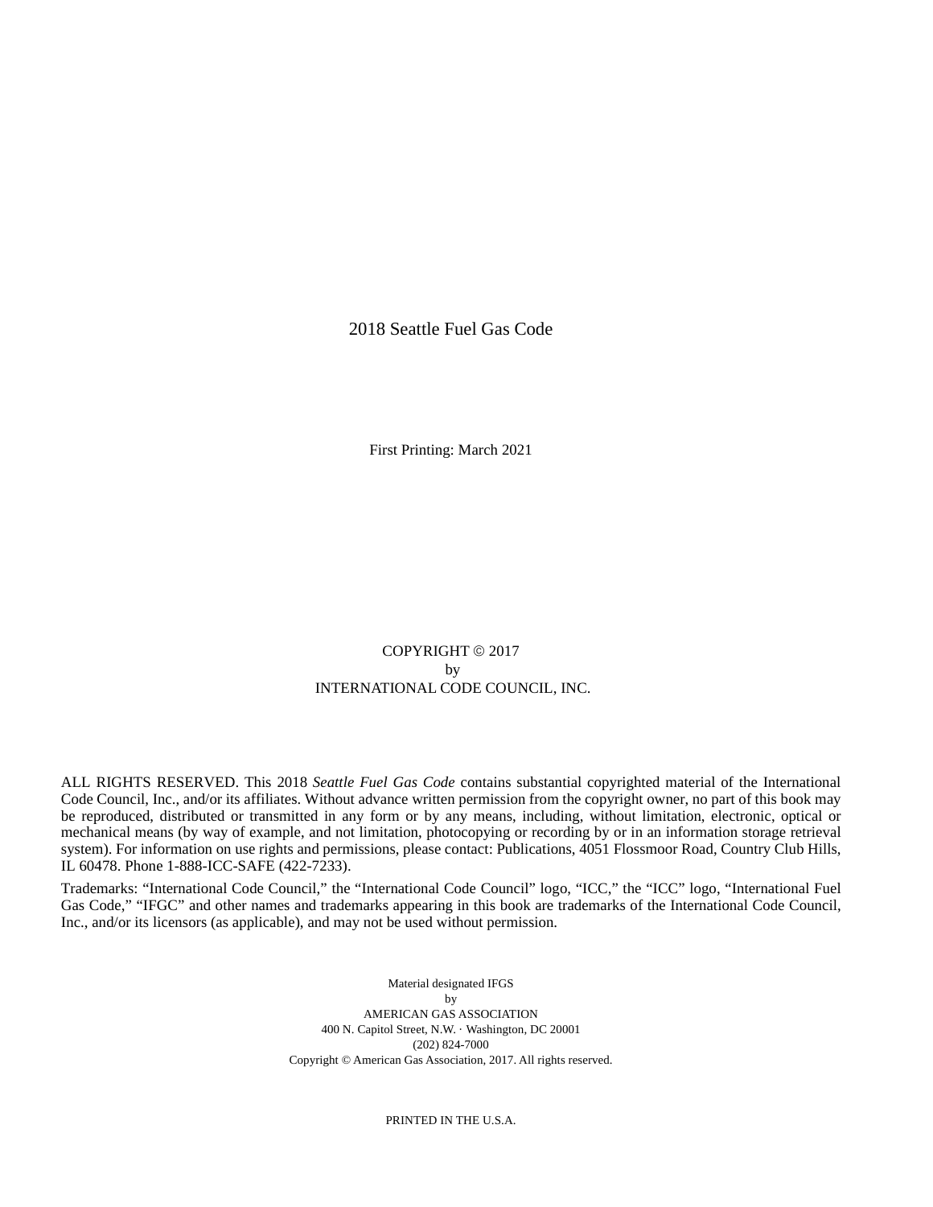2018 Seattle Fuel Gas Code

First Printing: March 2021

COPYRIGHT © 2017
by
INTERNATIONAL CODE COUNCIL, INC.

ALL RIGHTS RESERVED. This 2018 *Seattle Fuel Gas Code* contains substantial copyrighted material of the International Code Council, Inc., and/or its affiliates. Without advance written permission from the copyright owner, no part of this book may be reproduced, distributed or transmitted in any form or by any means, including, without limitation, electronic, optical or mechanical means (by way of example, and not limitation, photocopying or recording by or in an information storage retrieval system). For information on use rights and permissions, please contact: Publications, 4051 Flossmoor Road, Country Club Hills, IL 60478. Phone 1-888-ICC-SAFE (422-7233).

Trademarks: "International Code Council," the "International Code Council" logo, "ICC," the "ICC" logo, "International Fuel Gas Code," "IFGC" and other names and trademarks appearing in this book are trademarks of the International Code Council, Inc., and/or its licensors (as applicable), and may not be used without permission.

Material designated IFGS
by
AMERICAN GAS ASSOCIATION
400 N. Capitol Street, N.W. · Washington, DC 20001
(202) 824-7000
Copyright © American Gas Association, 2017. All rights reserved.

PRINTED IN THE U.S.A.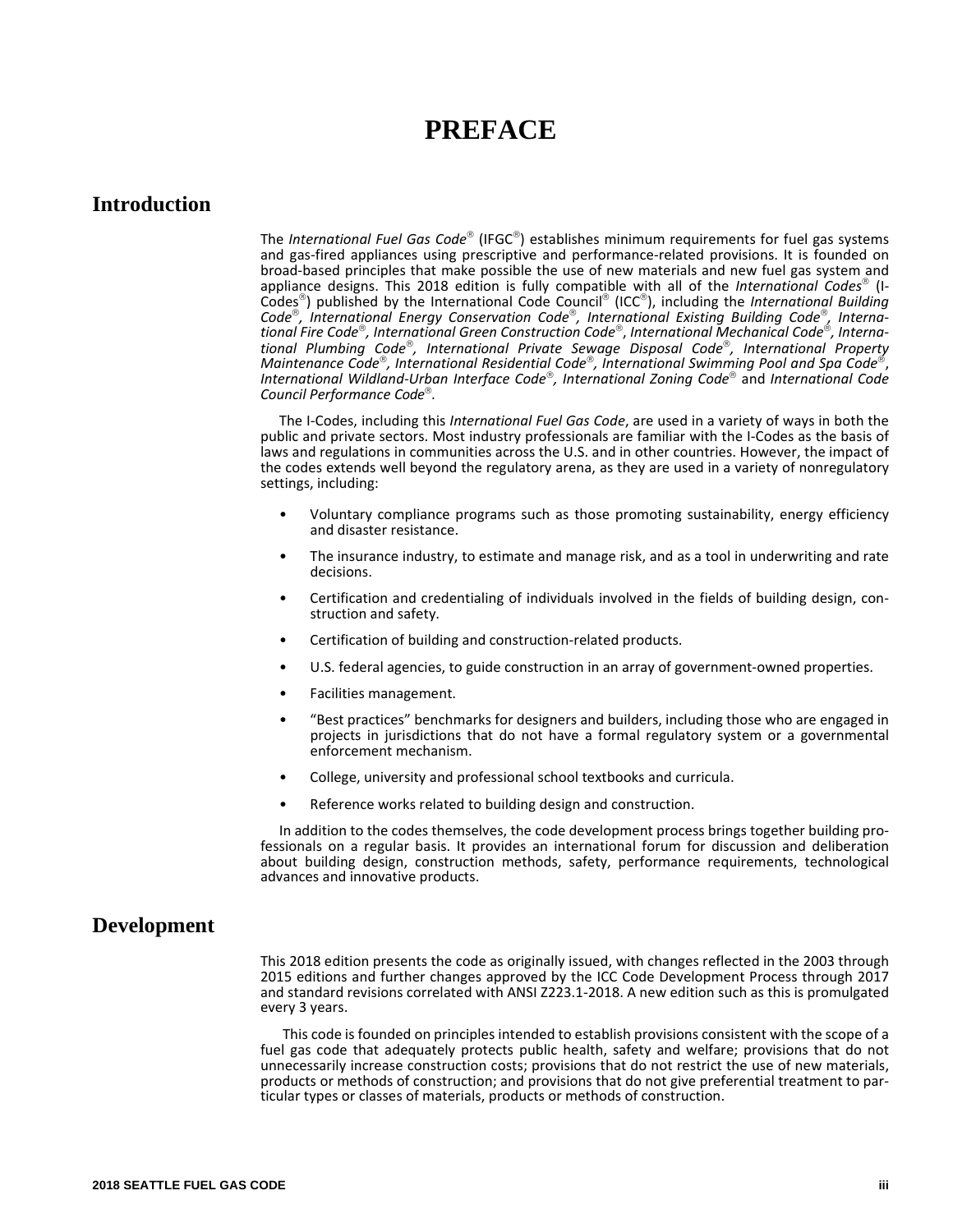# PREFACE

## Introduction

The *International Fuel Gas Code*® (IFGC®) establishes minimum requirements for fuel gas systems and gas-fired appliances using prescriptive and performance-related provisions. It is founded on broad-based principles that make possible the use of new materials and new fuel gas system and appliance designs. This 2018 edition is fully compatible with all of the *International Codes*® (I-Codes®) published by the International Code Council® (ICC®), including the *International Building Code*®, *International Energy Conservation Code*®, *International Existing Building Code*®, *International Fire Code*®, *International Green Construction Code*®, *International Mechanical Code*®, *International Plumbing Code*®, *International Private Sewage Disposal Code*®, *International Property Maintenance Code*®, *International Residential Code*®, *International Swimming Pool and Spa Code*®, *International Wildland-Urban Interface Code*®, *International Zoning Code*® and *International Code Council Performance Code*®.

The I-Codes, including this *International Fuel Gas Code*, are used in a variety of ways in both the public and private sectors. Most industry professionals are familiar with the I-Codes as the basis of laws and regulations in communities across the U.S. and in other countries. However, the impact of the codes extends well beyond the regulatory arena, as they are used in a variety of nonregulatory settings, including:

- Voluntary compliance programs such as those promoting sustainability, energy efficiency and disaster resistance.
- The insurance industry, to estimate and manage risk, and as a tool in underwriting and rate decisions.
- Certification and credentialing of individuals involved in the fields of building design, construction and safety.
- Certification of building and construction-related products.
- U.S. federal agencies, to guide construction in an array of government-owned properties.
- Facilities management.
- "Best practices" benchmarks for designers and builders, including those who are engaged in projects in jurisdictions that do not have a formal regulatory system or a governmental enforcement mechanism.
- College, university and professional school textbooks and curricula.
- Reference works related to building design and construction.

In addition to the codes themselves, the code development process brings together building professionals on a regular basis. It provides an international forum for discussion and deliberation about building design, construction methods, safety, performance requirements, technological advances and innovative products.

## Development

This 2018 edition presents the code as originally issued, with changes reflected in the 2003 through 2015 editions and further changes approved by the ICC Code Development Process through 2017 and standard revisions correlated with ANSI Z223.1-2018. A new edition such as this is promulgated every 3 years.

This code is founded on principles intended to establish provisions consistent with the scope of a fuel gas code that adequately protects public health, safety and welfare; provisions that do not unnecessarily increase construction costs; provisions that do not restrict the use of new materials, products or methods of construction; and provisions that do not give preferential treatment to particular types or classes of materials, products or methods of construction.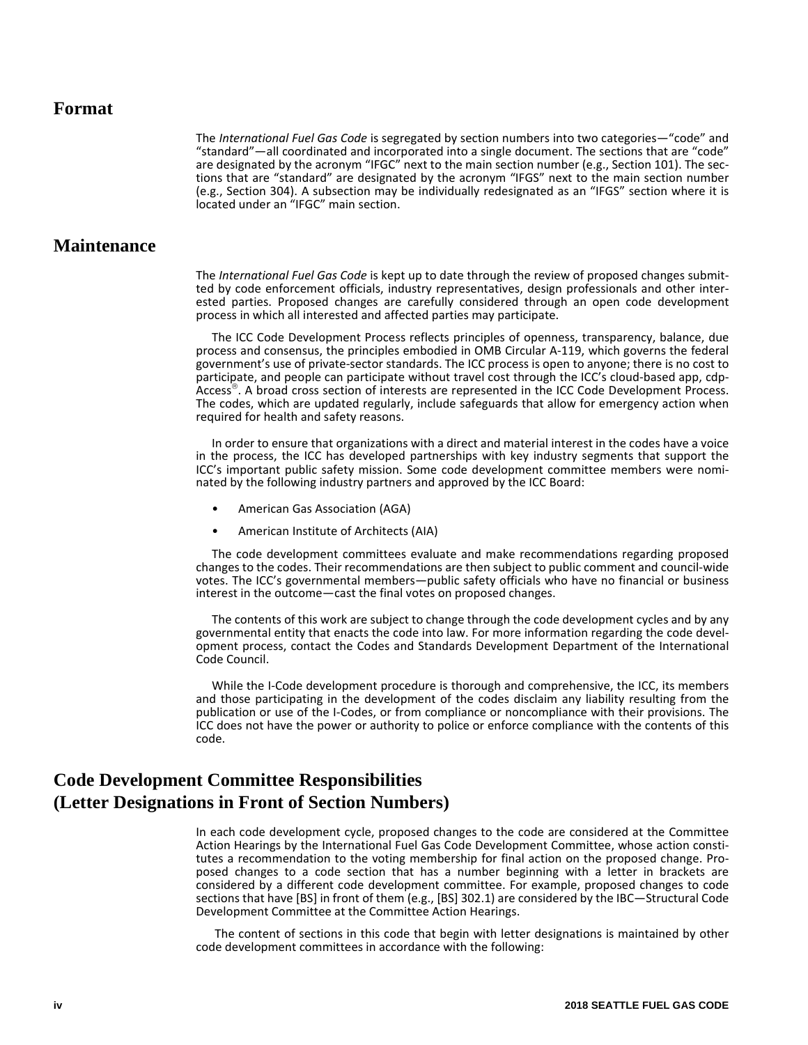## Format

The *International Fuel Gas Code* is segregated by section numbers into two categories—"code" and "standard"—all coordinated and incorporated into a single document. The sections that are "code" are designated by the acronym "IFGC" next to the main section number (e.g., Section 101). The sections that are "standard" are designated by the acronym "IFGS" next to the main section number (e.g., Section 304). A subsection may be individually redesignated as an "IFGS" section where it is located under an "IFGC" main section.

## Maintenance

The *International Fuel Gas Code* is kept up to date through the review of proposed changes submitted by code enforcement officials, industry representatives, design professionals and other interested parties. Proposed changes are carefully considered through an open code development process in which all interested and affected parties may participate.

The ICC Code Development Process reflects principles of openness, transparency, balance, due process and consensus, the principles embodied in OMB Circular A-119, which governs the federal government's use of private-sector standards. The ICC process is open to anyone; there is no cost to participate, and people can participate without travel cost through the ICC's cloud-based app, cdpAccess®. A broad cross section of interests are represented in the ICC Code Development Process. The codes, which are updated regularly, include safeguards that allow for emergency action when required for health and safety reasons.

In order to ensure that organizations with a direct and material interest in the codes have a voice in the process, the ICC has developed partnerships with key industry segments that support the ICC's important public safety mission. Some code development committee members were nominated by the following industry partners and approved by the ICC Board:

- American Gas Association (AGA)
- American Institute of Architects (AIA)

The code development committees evaluate and make recommendations regarding proposed changes to the codes. Their recommendations are then subject to public comment and council-wide votes. The ICC's governmental members—public safety officials who have no financial or business interest in the outcome—cast the final votes on proposed changes.

The contents of this work are subject to change through the code development cycles and by any governmental entity that enacts the code into law. For more information regarding the code development process, contact the Codes and Standards Development Department of the International Code Council.

While the I-Code development procedure is thorough and comprehensive, the ICC, its members and those participating in the development of the codes disclaim any liability resulting from the publication or use of the I-Codes, or from compliance or noncompliance with their provisions. The ICC does not have the power or authority to police or enforce compliance with the contents of this code.

## Code Development Committee Responsibilities (Letter Designations in Front of Section Numbers)

In each code development cycle, proposed changes to the code are considered at the Committee Action Hearings by the International Fuel Gas Code Development Committee, whose action constitutes a recommendation to the voting membership for final action on the proposed change. Proposed changes to a code section that has a number beginning with a letter in brackets are considered by a different code development committee. For example, proposed changes to code sections that have [BS] in front of them (e.g., [BS] 302.1) are considered by the IBC—Structural Code Development Committee at the Committee Action Hearings.

The content of sections in this code that begin with letter designations is maintained by other code development committees in accordance with the following: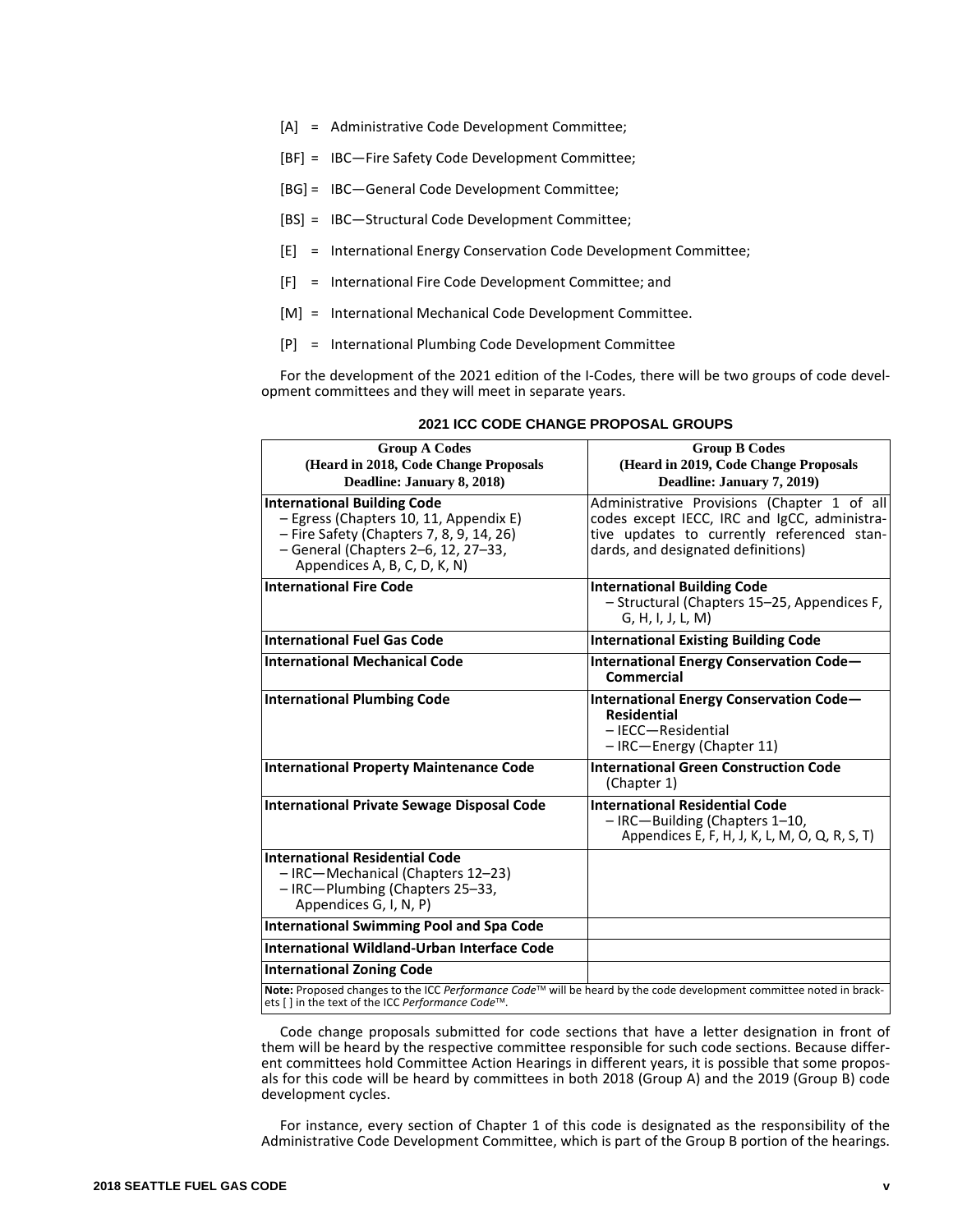[A] = Administrative Code Development Committee;

[BF] = IBC—Fire Safety Code Development Committee;

[BG] = IBC—General Code Development Committee;

[BS] = IBC—Structural Code Development Committee;

[E] = International Energy Conservation Code Development Committee;

[F] = International Fire Code Development Committee; and

[M] = International Mechanical Code Development Committee.

[P] = International Plumbing Code Development Committee

For the development of the 2021 edition of the I-Codes, there will be two groups of code development committees and they will meet in separate years.

**2021 ICC CODE CHANGE PROPOSAL GROUPS**

| **Group A Codes (Heard in 2018, Code Change Proposals Deadline: January 8, 2018)** | **Group B Codes (Heard in 2019, Code Change Proposals Deadline: January 7, 2019)** |
|---|---|
| **International Building Code**<br>– Egress (Chapters 10, 11, Appendix E)<br>– Fire Safety (Chapters 7, 8, 9, 14, 26)<br>– General (Chapters 2–6, 12, 27–33, Appendices A, B, C, D, K, N) | Administrative Provisions (Chapter 1 of all codes except IECC, IRC and IgCC, administrative updates to currently referenced standards, and designated definitions) |
| **International Fire Code** | **International Building Code**<br>– Structural (Chapters 15–25, Appendices F, G, H, I, J, L, M) |
| **International Fuel Gas Code** | **International Existing Building Code** |
| **International Mechanical Code** | **International Energy Conservation Code—Commercial** |
| **International Plumbing Code** | **International Energy Conservation Code—Residential**<br>– IECC—Residential<br>– IRC—Energy (Chapter 11) |
| **International Property Maintenance Code** | **International Green Construction Code** (Chapter 1) |
| **International Private Sewage Disposal Code** | **International Residential Code**<br>– IRC—Building (Chapters 1–10, Appendices E, F, H, J, K, L, M, O, Q, R, S, T) |
| **International Residential Code**<br>– IRC—Mechanical (Chapters 12–23)<br>– IRC—Plumbing (Chapters 25–33, Appendices G, I, N, P) | |
| **International Swimming Pool and Spa Code** | |
| **International Wildland-Urban Interface Code** | |
| **International Zoning Code** | |

**Note:** Proposed changes to the ICC *Performance Code*™ will be heard by the code development committee noted in brackets [ ] in the text of the ICC *Performance Code*™.

Code change proposals submitted for code sections that have a letter designation in front of them will be heard by the respective committee responsible for such code sections. Because different committees hold Committee Action Hearings in different years, it is possible that some proposals for this code will be heard by committees in both 2018 (Group A) and the 2019 (Group B) code development cycles.

For instance, every section of Chapter 1 of this code is designated as the responsibility of the Administrative Code Development Committee, which is part of the Group B portion of the hearings.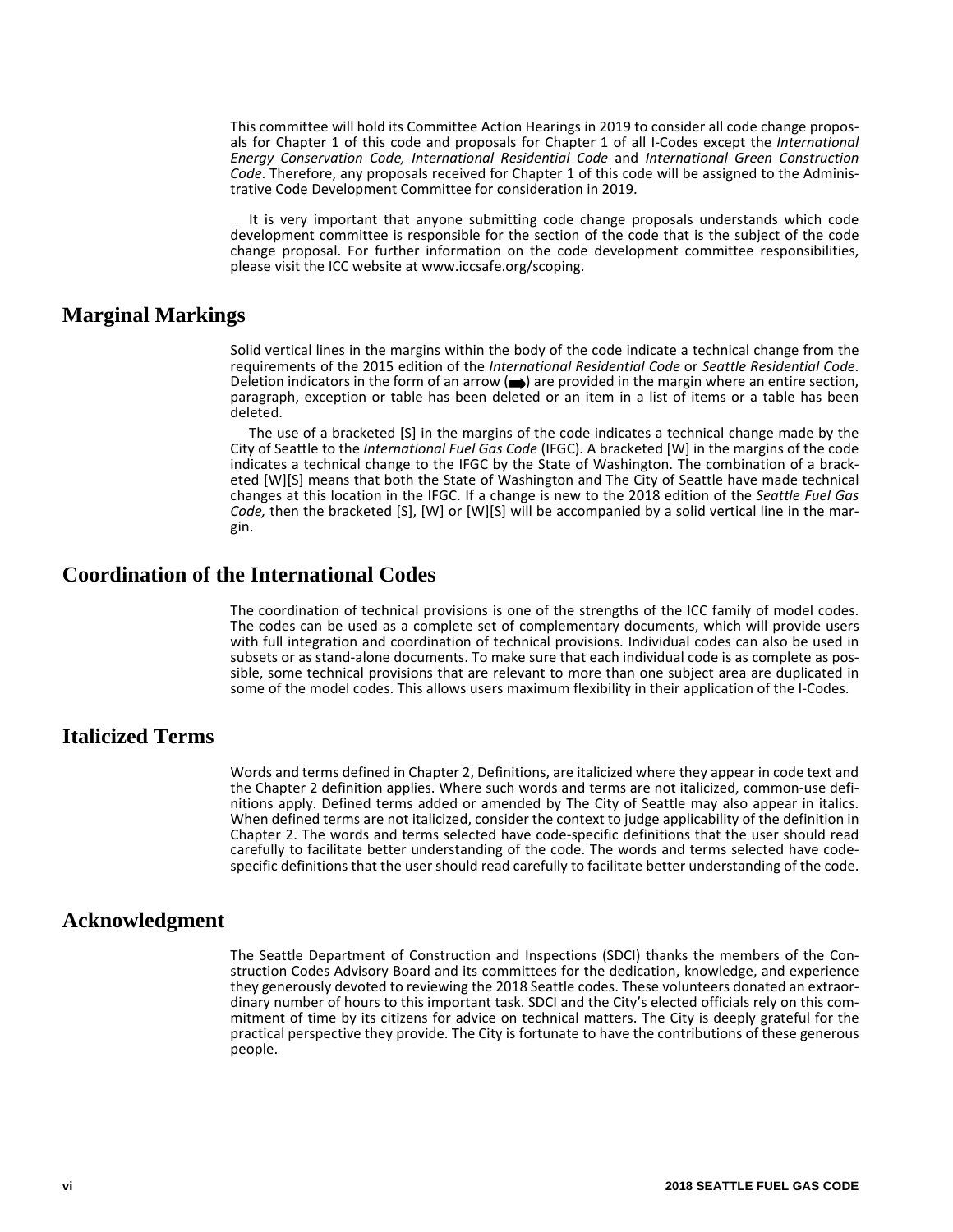This committee will hold its Committee Action Hearings in 2019 to consider all code change proposals for Chapter 1 of this code and proposals for Chapter 1 of all I-Codes except the *International Energy Conservation Code, International Residential Code* and *International Green Construction Code*. Therefore, any proposals received for Chapter 1 of this code will be assigned to the Administrative Code Development Committee for consideration in 2019.

It is very important that anyone submitting code change proposals understands which code development committee is responsible for the section of the code that is the subject of the code change proposal. For further information on the code development committee responsibilities, please visit the ICC website at www.iccsafe.org/scoping.

## Marginal Markings

Solid vertical lines in the margins within the body of the code indicate a technical change from the requirements of the 2015 edition of the *International Residential Code* or *Seattle Residential Code*. Deletion indicators in the form of an arrow (➡) are provided in the margin where an entire section, paragraph, exception or table has been deleted or an item in a list of items or a table has been deleted.

The use of a bracketed [S] in the margins of the code indicates a technical change made by the City of Seattle to the *International Fuel Gas Code* (IFGC). A bracketed [W] in the margins of the code indicates a technical change to the IFGC by the State of Washington. The combination of a bracketed [W][S] means that both the State of Washington and The City of Seattle have made technical changes at this location in the IFGC. If a change is new to the 2018 edition of the *Seattle Fuel Gas Code,* then the bracketed [S], [W] or [W][S] will be accompanied by a solid vertical line in the margin.

## Coordination of the International Codes

The coordination of technical provisions is one of the strengths of the ICC family of model codes. The codes can be used as a complete set of complementary documents, which will provide users with full integration and coordination of technical provisions. Individual codes can also be used in subsets or as stand-alone documents. To make sure that each individual code is as complete as possible, some technical provisions that are relevant to more than one subject area are duplicated in some of the model codes. This allows users maximum flexibility in their application of the I-Codes.

## Italicized Terms

Words and terms defined in Chapter 2, Definitions, are italicized where they appear in code text and the Chapter 2 definition applies. Where such words and terms are not italicized, common-use definitions apply. Defined terms added or amended by The City of Seattle may also appear in italics. When defined terms are not italicized, consider the context to judge applicability of the definition in Chapter 2. The words and terms selected have code-specific definitions that the user should read carefully to facilitate better understanding of the code. The words and terms selected have code-specific definitions that the user should read carefully to facilitate better understanding of the code.

## Acknowledgment

The Seattle Department of Construction and Inspections (SDCI) thanks the members of the Construction Codes Advisory Board and its committees for the dedication, knowledge, and experience they generously devoted to reviewing the 2018 Seattle codes. These volunteers donated an extraordinary number of hours to this important task. SDCI and the City's elected officials rely on this commitment of time by its citizens for advice on technical matters. The City is deeply grateful for the practical perspective they provide. The City is fortunate to have the contributions of these generous people.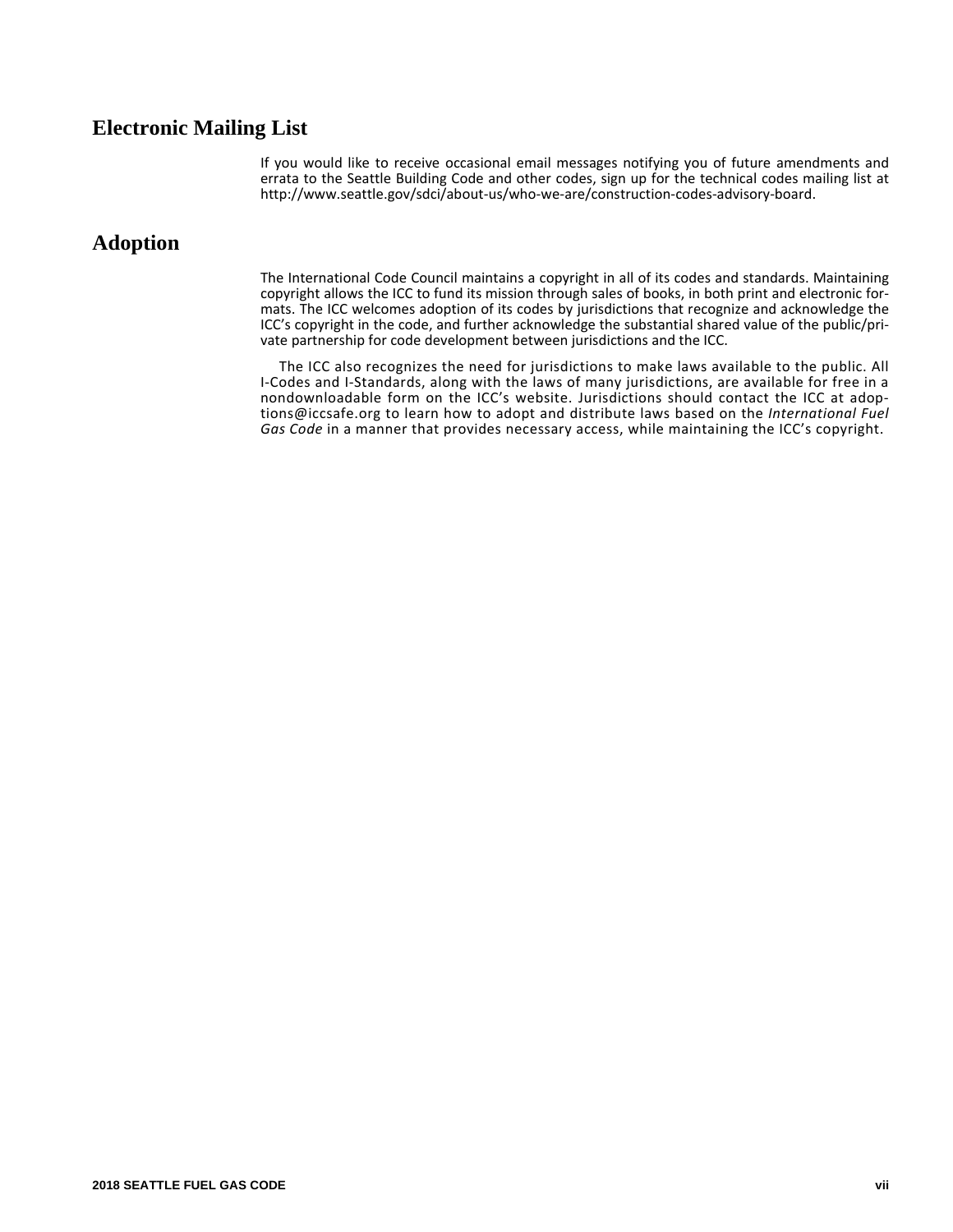## Electronic Mailing List

If you would like to receive occasional email messages notifying you of future amendments and errata to the Seattle Building Code and other codes, sign up for the technical codes mailing list at http://www.seattle.gov/sdci/about-us/who-we-are/construction-codes-advisory-board.

## Adoption

The International Code Council maintains a copyright in all of its codes and standards. Maintaining copyright allows the ICC to fund its mission through sales of books, in both print and electronic formats. The ICC welcomes adoption of its codes by jurisdictions that recognize and acknowledge the ICC's copyright in the code, and further acknowledge the substantial shared value of the public/private partnership for code development between jurisdictions and the ICC.

The ICC also recognizes the need for jurisdictions to make laws available to the public. All I-Codes and I-Standards, along with the laws of many jurisdictions, are available for free in a nondownloadable form on the ICC's website. Jurisdictions should contact the ICC at adoptions@iccsafe.org to learn how to adopt and distribute laws based on the *International Fuel Gas Code* in a manner that provides necessary access, while maintaining the ICC's copyright.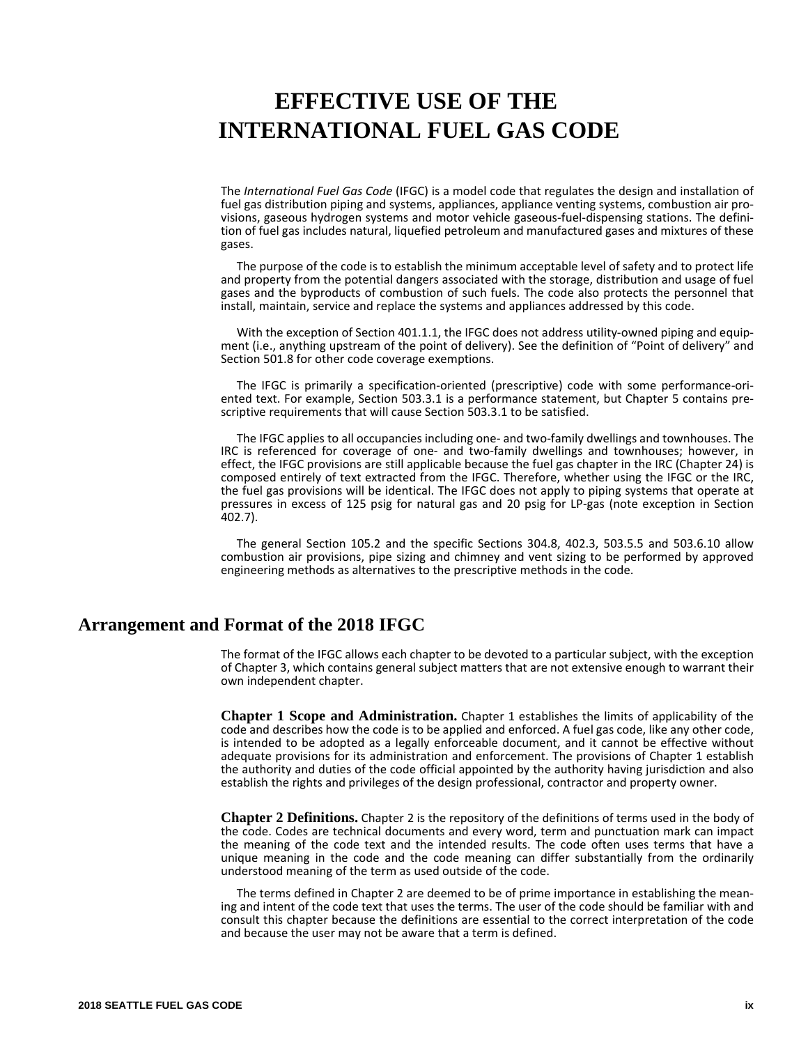# EFFECTIVE USE OF THE INTERNATIONAL FUEL GAS CODE

The *International Fuel Gas Code* (IFGC) is a model code that regulates the design and installation of fuel gas distribution piping and systems, appliances, appliance venting systems, combustion air provisions, gaseous hydrogen systems and motor vehicle gaseous-fuel-dispensing stations. The definition of fuel gas includes natural, liquefied petroleum and manufactured gases and mixtures of these gases.

The purpose of the code is to establish the minimum acceptable level of safety and to protect life and property from the potential dangers associated with the storage, distribution and usage of fuel gases and the byproducts of combustion of such fuels. The code also protects the personnel that install, maintain, service and replace the systems and appliances addressed by this code.

With the exception of Section 401.1.1, the IFGC does not address utility-owned piping and equipment (i.e., anything upstream of the point of delivery). See the definition of "Point of delivery" and Section 501.8 for other code coverage exemptions.

The IFGC is primarily a specification-oriented (prescriptive) code with some performance-oriented text. For example, Section 503.3.1 is a performance statement, but Chapter 5 contains prescriptive requirements that will cause Section 503.3.1 to be satisfied.

The IFGC applies to all occupancies including one- and two-family dwellings and townhouses. The IRC is referenced for coverage of one- and two-family dwellings and townhouses; however, in effect, the IFGC provisions are still applicable because the fuel gas chapter in the IRC (Chapter 24) is composed entirely of text extracted from the IFGC. Therefore, whether using the IFGC or the IRC, the fuel gas provisions will be identical. The IFGC does not apply to piping systems that operate at pressures in excess of 125 psig for natural gas and 20 psig for LP-gas (note exception in Section 402.7).

The general Section 105.2 and the specific Sections 304.8, 402.3, 503.5.5 and 503.6.10 allow combustion air provisions, pipe sizing and chimney and vent sizing to be performed by approved engineering methods as alternatives to the prescriptive methods in the code.

## Arrangement and Format of the 2018 IFGC

The format of the IFGC allows each chapter to be devoted to a particular subject, with the exception of Chapter 3, which contains general subject matters that are not extensive enough to warrant their own independent chapter.

**Chapter 1 Scope and Administration.** Chapter 1 establishes the limits of applicability of the code and describes how the code is to be applied and enforced. A fuel gas code, like any other code, is intended to be adopted as a legally enforceable document, and it cannot be effective without adequate provisions for its administration and enforcement. The provisions of Chapter 1 establish the authority and duties of the code official appointed by the authority having jurisdiction and also establish the rights and privileges of the design professional, contractor and property owner.

**Chapter 2 Definitions.** Chapter 2 is the repository of the definitions of terms used in the body of the code. Codes are technical documents and every word, term and punctuation mark can impact the meaning of the code text and the intended results. The code often uses terms that have a unique meaning in the code and the code meaning can differ substantially from the ordinarily understood meaning of the term as used outside of the code.

The terms defined in Chapter 2 are deemed to be of prime importance in establishing the meaning and intent of the code text that uses the terms. The user of the code should be familiar with and consult this chapter because the definitions are essential to the correct interpretation of the code and because the user may not be aware that a term is defined.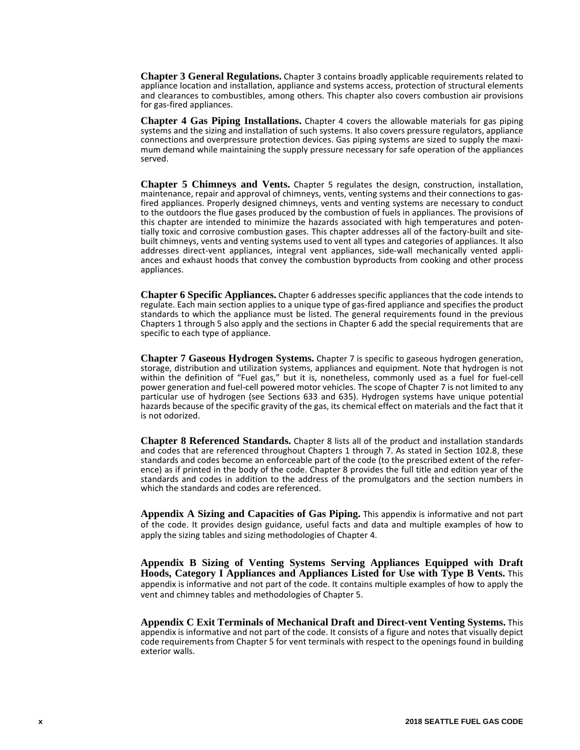**Chapter 3 General Regulations.** Chapter 3 contains broadly applicable requirements related to appliance location and installation, appliance and systems access, protection of structural elements and clearances to combustibles, among others. This chapter also covers combustion air provisions for gas-fired appliances.

**Chapter 4 Gas Piping Installations.** Chapter 4 covers the allowable materials for gas piping systems and the sizing and installation of such systems. It also covers pressure regulators, appliance connections and overpressure protection devices. Gas piping systems are sized to supply the maximum demand while maintaining the supply pressure necessary for safe operation of the appliances served.

**Chapter 5 Chimneys and Vents.** Chapter 5 regulates the design, construction, installation, maintenance, repair and approval of chimneys, vents, venting systems and their connections to gas-fired appliances. Properly designed chimneys, vents and venting systems are necessary to conduct to the outdoors the flue gases produced by the combustion of fuels in appliances. The provisions of this chapter are intended to minimize the hazards associated with high temperatures and potentially toxic and corrosive combustion gases. This chapter addresses all of the factory-built and site-built chimneys, vents and venting systems used to vent all types and categories of appliances. It also addresses direct-vent appliances, integral vent appliances, side-wall mechanically vented appliances and exhaust hoods that convey the combustion byproducts from cooking and other process appliances.

**Chapter 6 Specific Appliances.** Chapter 6 addresses specific appliances that the code intends to regulate. Each main section applies to a unique type of gas-fired appliance and specifies the product standards to which the appliance must be listed. The general requirements found in the previous Chapters 1 through 5 also apply and the sections in Chapter 6 add the special requirements that are specific to each type of appliance.

**Chapter 7 Gaseous Hydrogen Systems.** Chapter 7 is specific to gaseous hydrogen generation, storage, distribution and utilization systems, appliances and equipment. Note that hydrogen is not within the definition of "Fuel gas," but it is, nonetheless, commonly used as a fuel for fuel-cell power generation and fuel-cell powered motor vehicles. The scope of Chapter 7 is not limited to any particular use of hydrogen (see Sections 633 and 635). Hydrogen systems have unique potential hazards because of the specific gravity of the gas, its chemical effect on materials and the fact that it is not odorized.

**Chapter 8 Referenced Standards.** Chapter 8 lists all of the product and installation standards and codes that are referenced throughout Chapters 1 through 7. As stated in Section 102.8, these standards and codes become an enforceable part of the code (to the prescribed extent of the reference) as if printed in the body of the code. Chapter 8 provides the full title and edition year of the standards and codes in addition to the address of the promulgators and the section numbers in which the standards and codes are referenced.

**Appendix A Sizing and Capacities of Gas Piping.** This appendix is informative and not part of the code. It provides design guidance, useful facts and data and multiple examples of how to apply the sizing tables and sizing methodologies of Chapter 4.

**Appendix B Sizing of Venting Systems Serving Appliances Equipped with Draft Hoods, Category I Appliances and Appliances Listed for Use with Type B Vents.** This appendix is informative and not part of the code. It contains multiple examples of how to apply the vent and chimney tables and methodologies of Chapter 5.

**Appendix C Exit Terminals of Mechanical Draft and Direct-vent Venting Systems.** This appendix is informative and not part of the code. It consists of a figure and notes that visually depict code requirements from Chapter 5 for vent terminals with respect to the openings found in building exterior walls.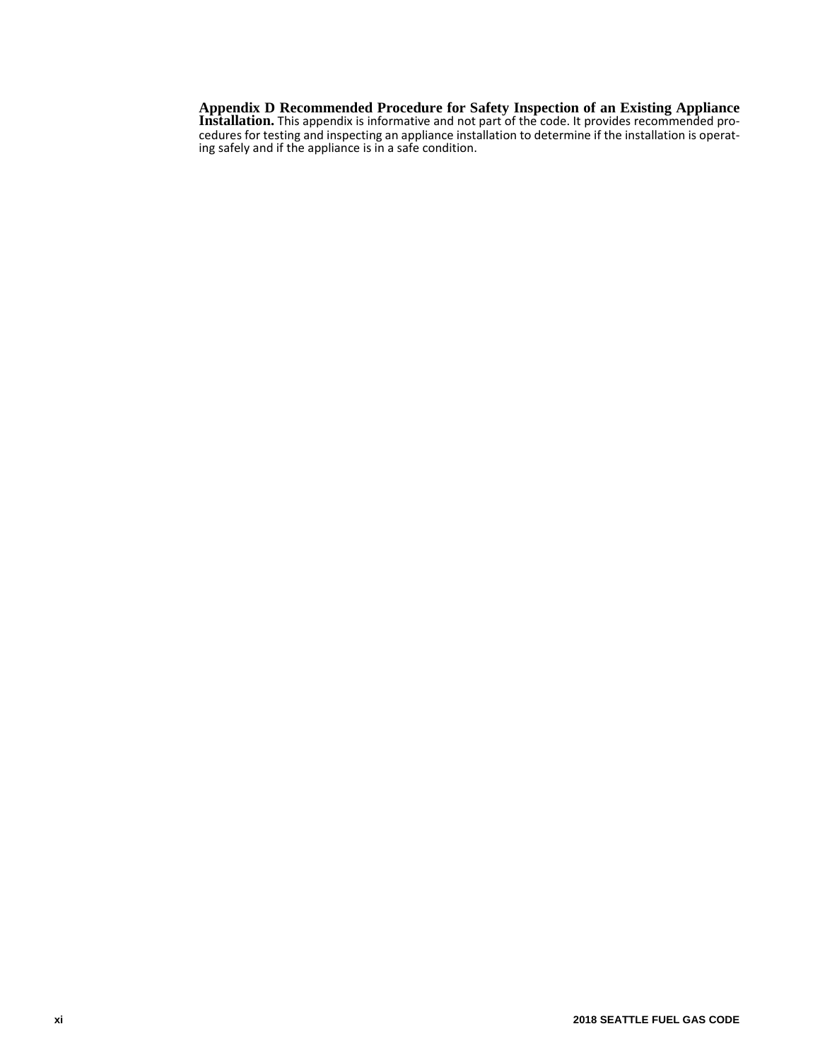**Appendix D Recommended Procedure for Safety Inspection of an Existing Appliance Installation.** This appendix is informative and not part of the code. It provides recommended procedures for testing and inspecting an appliance installation to determine if the installation is operating safely and if the appliance is in a safe condition.